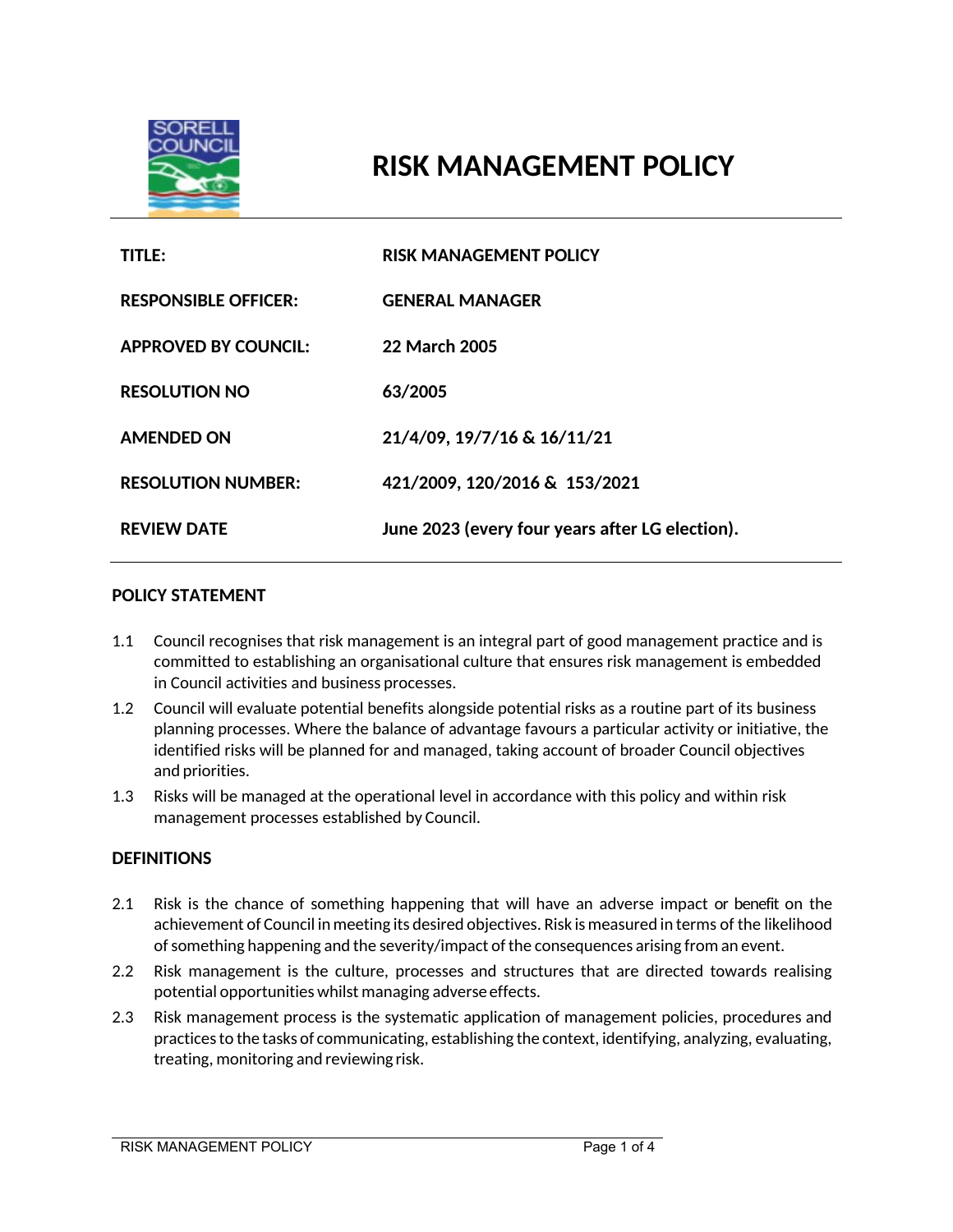# RISK MANAGEMENT POLICY

| | |
|---|---|
| **TITLE:** | **RISK MANAGEMENT POLICY** |
| **RESPONSIBLE OFFICER:** | **GENERAL MANAGER** |
| **APPROVED BY COUNCIL:** | **22 March 2005** |
| **RESOLUTION NO** | **63/2005** |
| **AMENDED ON** | **21/4/09, 19/7/16 & 16/11/21** |
| **RESOLUTION NUMBER:** | **421/2009, 120/2016 & 153/2021** |
| **REVIEW DATE** | **June 2023 (every four years after LG election).** |

## POLICY STATEMENT

1.1 Council recognises that risk management is an integral part of good management practice and is committed to establishing an organisational culture that ensures risk management is embedded in Council activities and business processes.

1.2 Council will evaluate potential benefits alongside potential risks as a routine part of its business planning processes. Where the balance of advantage favours a particular activity or initiative, the identified risks will be planned for and managed, taking account of broader Council objectives and priorities.

1.3 Risks will be managed at the operational level in accordance with this policy and within risk management processes established by Council.

## DEFINITIONS

2.1 Risk is the chance of something happening that will have an adverse impact or benefit on the achievement of Council in meeting its desired objectives. Risk is measured in terms of the likelihood of something happening and the severity/impact of the consequences arising from an event.

2.2 Risk management is the culture, processes and structures that are directed towards realising potential opportunities whilst managing adverse effects.

2.3 Risk management process is the systematic application of management policies, procedures and practices to the tasks of communicating, establishing the context, identifying, analyzing, evaluating, treating, monitoring and reviewing risk.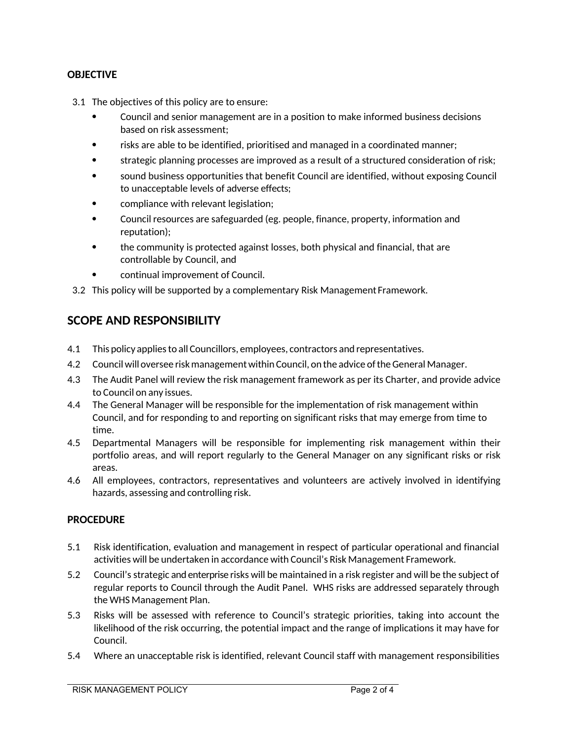## OBJECTIVE

3.1 The objectives of this policy are to ensure:

- Council and senior management are in a position to make informed business decisions based on risk assessment;
- risks are able to be identified, prioritised and managed in a coordinated manner;
- strategic planning processes are improved as a result of a structured consideration of risk;
- sound business opportunities that benefit Council are identified, without exposing Council to unacceptable levels of adverse effects;
- compliance with relevant legislation;
- Council resources are safeguarded (eg. people, finance, property, information and reputation);
- the community is protected against losses, both physical and financial, that are controllable by Council, and
- continual improvement of Council.

3.2 This policy will be supported by a complementary Risk Management Framework.

## SCOPE AND RESPONSIBILITY

4.1 This policy applies to all Councillors, employees, contractors and representatives.

4.2 Council will oversee risk management within Council, on the advice of the General Manager.

4.3 The Audit Panel will review the risk management framework as per its Charter, and provide advice to Council on any issues.

4.4 The General Manager will be responsible for the implementation of risk management within Council, and for responding to and reporting on significant risks that may emerge from time to time.

4.5 Departmental Managers will be responsible for implementing risk management within their portfolio areas, and will report regularly to the General Manager on any significant risks or risk areas.

4.6 All employees, contractors, representatives and volunteers are actively involved in identifying hazards, assessing and controlling risk.

## PROCEDURE

5.1 Risk identification, evaluation and management in respect of particular operational and financial activities will be undertaken in accordance with Council's Risk Management Framework.

5.2 Council's strategic and enterprise risks will be maintained in a risk register and will be the subject of regular reports to Council through the Audit Panel. WHS risks are addressed separately through the WHS Management Plan.

5.3 Risks will be assessed with reference to Council's strategic priorities, taking into account the likelihood of the risk occurring, the potential impact and the range of implications it may have for Council.

5.4 Where an unacceptable risk is identified, relevant Council staff with management responsibilities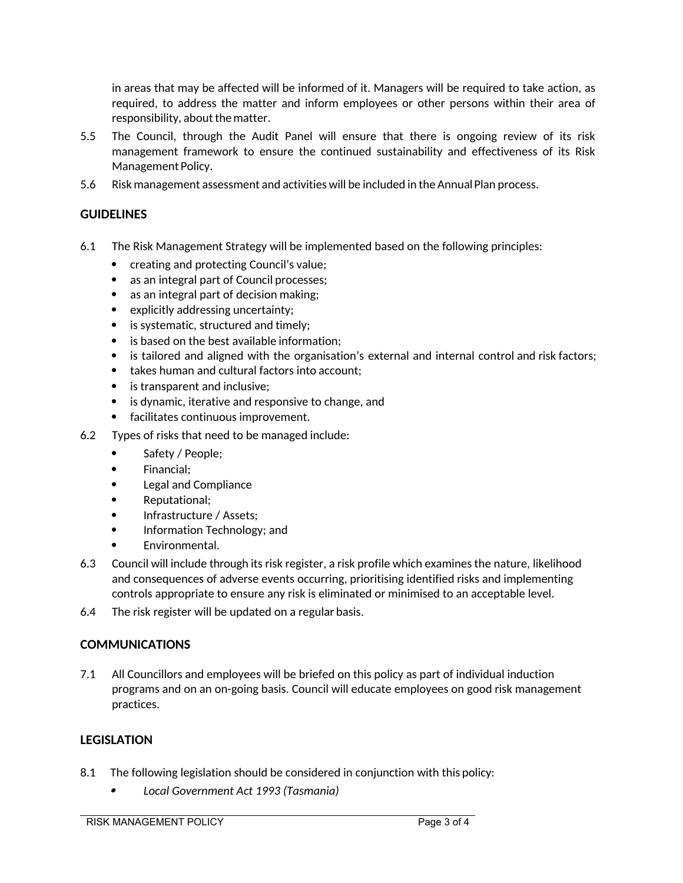in areas that may be affected will be informed of it. Managers will be required to take action, as required, to address the matter and inform employees or other persons within their area of responsibility, about the matter.

5.5 The Council, through the Audit Panel will ensure that there is ongoing review of its risk management framework to ensure the continued sustainability and effectiveness of its Risk Management Policy.

5.6 Risk management assessment and activities will be included in the Annual Plan process.

## GUIDELINES

6.1 The Risk Management Strategy will be implemented based on the following principles:

- creating and protecting Council's value;
- as an integral part of Council processes;
- as an integral part of decision making;
- explicitly addressing uncertainty;
- is systematic, structured and timely;
- is based on the best available information;
- is tailored and aligned with the organisation's external and internal control and risk factors;
- takes human and cultural factors into account;
- is transparent and inclusive;
- is dynamic, iterative and responsive to change, and
- facilitates continuous improvement.

6.2 Types of risks that need to be managed include:

- Safety / People;
- Financial;
- Legal and Compliance
- Reputational;
- Infrastructure / Assets;
- Information Technology; and
- Environmental.

6.3 Council will include through its risk register, a risk profile which examines the nature, likelihood and consequences of adverse events occurring, prioritising identified risks and implementing controls appropriate to ensure any risk is eliminated or minimised to an acceptable level.

6.4 The risk register will be updated on a regular basis.

## COMMUNICATIONS

7.1 All Councillors and employees will be briefed on this policy as part of individual induction programs and on an on-going basis. Council will educate employees on good risk management practices.

## LEGISLATION

8.1 The following legislation should be considered in conjunction with this policy:

- *Local Government Act 1993 (Tasmania)*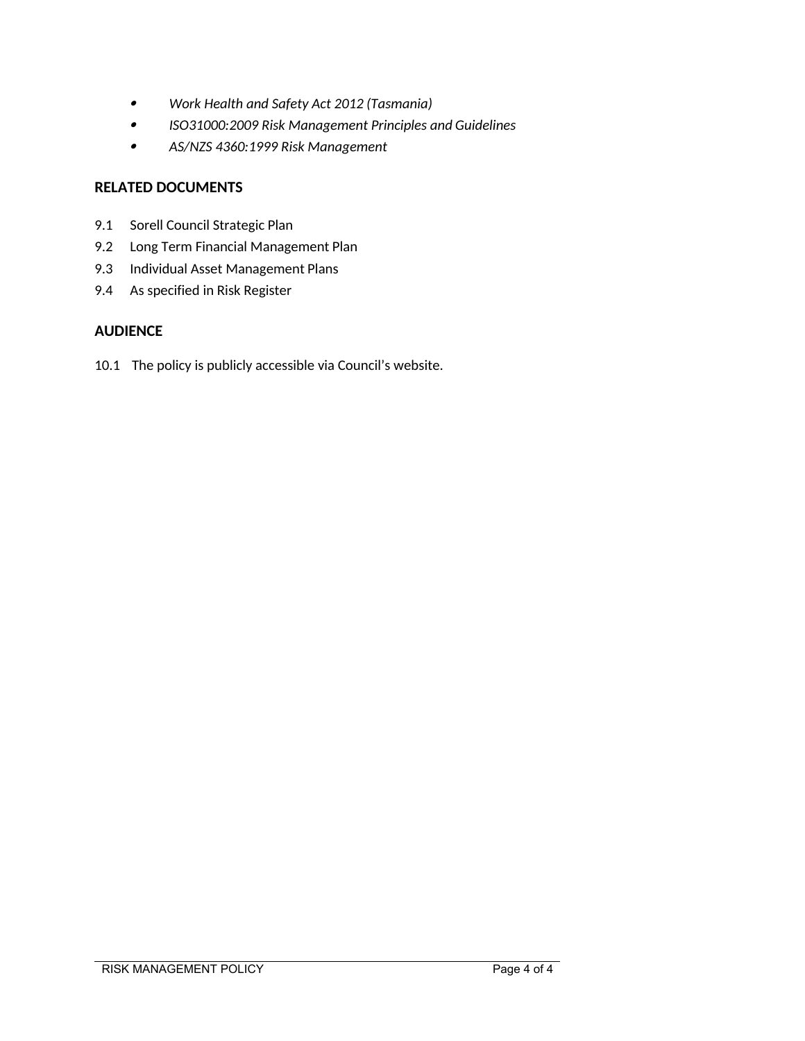- *Work Health and Safety Act 2012 (Tasmania)*
- *ISO31000:2009 Risk Management Principles and Guidelines*
- *AS/NZS 4360:1999 Risk Management*

**RELATED DOCUMENTS**

9.1 Sorell Council Strategic Plan
9.2 Long Term Financial Management Plan
9.3 Individual Asset Management Plans
9.4 As specified in Risk Register

**AUDIENCE**

10.1 The policy is publicly accessible via Council’s website.